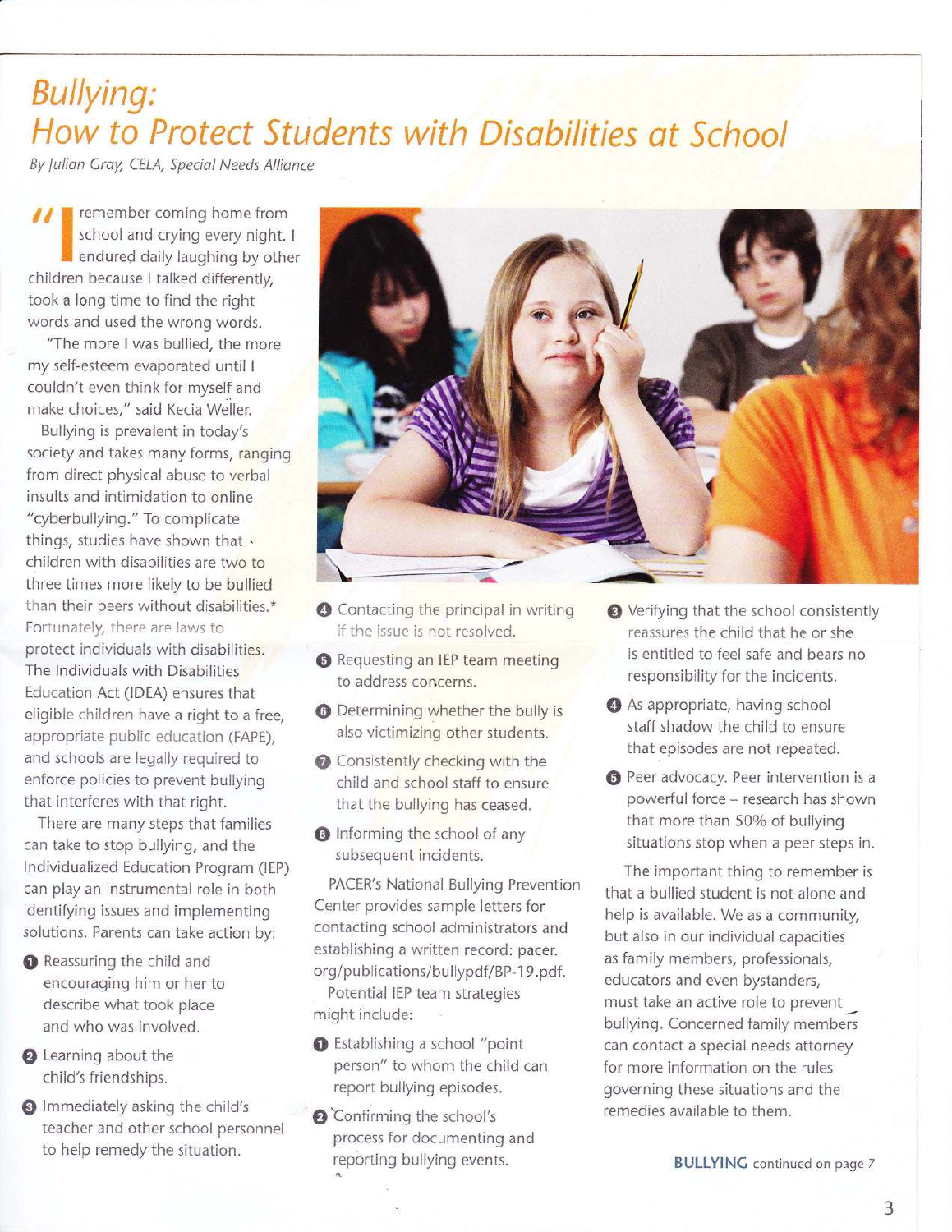# Bullying: How to Protect Students with Disabilities at School

*By Julian Gray, CELA, Special Needs Alliance*

"I remember coming home from school and crying every night. I endured daily laughing by other children because I talked differently, took a long time to find the right words and used the wrong words.

"The more I was bullied, the more my self-esteem evaporated until I couldn't even think for myself and make choices," said Kecia Weller.

Bullying is prevalent in today's society and takes many forms, ranging from direct physical abuse to verbal insults and intimidation to online "cyberbullying." To complicate things, studies have shown that children with disabilities are two to three times more likely to be bullied than their peers without disabilities.* Fortunately, there are laws to protect individuals with disabilities. The Individuals with Disabilities Education Act (IDEA) ensures that eligible children have a right to a free, appropriate public education (FAPE), and schools are legally required to enforce policies to prevent bullying that interferes with that right.

There are many steps that families can take to stop bullying, and the Individualized Education Program (IEP) can play an instrumental role in both identifying issues and implementing solutions. Parents can take action by:

1. Reassuring the child and encouraging him or her to describe what took place and who was involved.
2. Learning about the child's friendships.
3. Immediately asking the child's teacher and other school personnel to help remedy the situation.
4. Contacting the principal in writing if the issue is not resolved.
5. Requesting an IEP team meeting to address concerns.
6. Determining whether the bully is also victimizing other students.
7. Consistently checking with the child and school staff to ensure that the bullying has ceased.
8. Informing the school of any subsequent incidents.

PACER's National Bullying Prevention Center provides sample letters for contacting school administrators and establishing a written record: pacer.org/publications/bullypdf/BP-19.pdf.

Potential IEP team strategies might include:

1. Establishing a school "point person" to whom the child can report bullying episodes.
2. Confirming the school's process for documenting and reporting bullying events.
3. Verifying that the school consistently reassures the child that he or she is entitled to feel safe and bears no responsibility for the incidents.
4. As appropriate, having school staff shadow the child to ensure that episodes are not repeated.
5. Peer advocacy. Peer intervention is a powerful force – research has shown that more than 50% of bullying situations stop when a peer steps in.

The important thing to remember is that a bullied student is not alone and help is available. We as a community, but also in our individual capacities as family members, professionals, educators and even bystanders, must take an active role to prevent bullying. Concerned family members can contact a special needs attorney for more information on the rules governing these situations and the remedies available to them.

**BULLYING** continued on page 7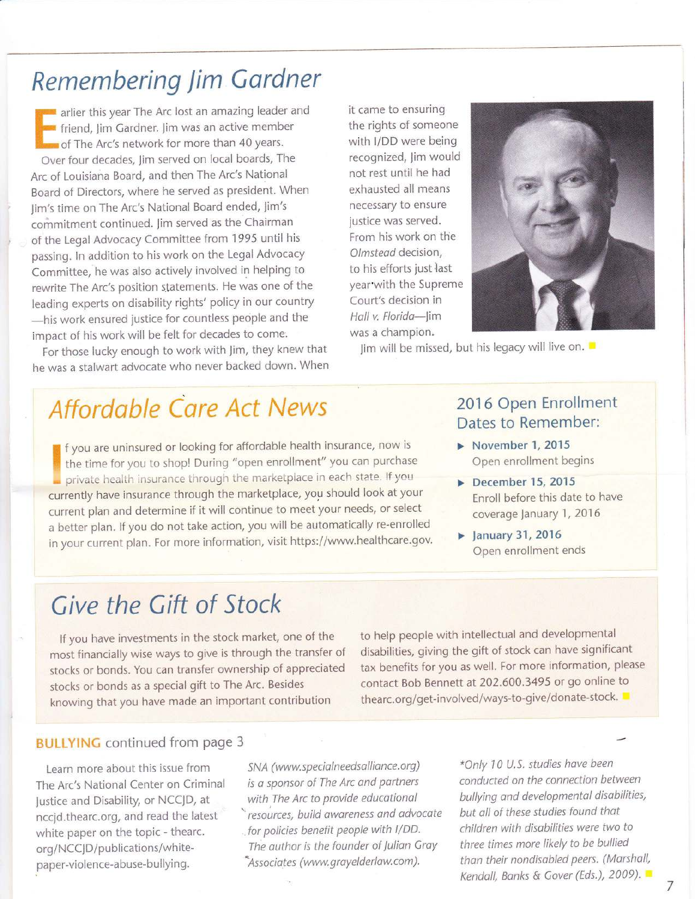# Remembering Jim Gardner

Earlier this year The Arc lost an amazing leader and friend, Jim Gardner. Jim was an active member of The Arc's network for more than 40 years.

Over four decades, Jim served on local boards, The Arc of Louisiana Board, and then The Arc's National Board of Directors, where he served as president. When Jim's time on The Arc's National Board ended, Jim's commitment continued. Jim served as the Chairman of the Legal Advocacy Committee from 1995 until his passing. In addition to his work on the Legal Advocacy Committee, he was also actively involved in helping to rewrite The Arc's position statements. He was one of the leading experts on disability rights' policy in our country —his work ensured justice for countless people and the impact of his work will be felt for decades to come.

For those lucky enough to work with Jim, they knew that he was a stalwart advocate who never backed down. When it came to ensuring the rights of someone with I/DD were being recognized, Jim would not rest until he had exhausted all means necessary to ensure justice was served. From his work on the *Olmstead* decision, to his efforts just last year with the Supreme Court's decision in *Hall v. Florida*—Jim was a champion.

Jim will be missed, but his legacy will live on.

# Affordable Care Act News

If you are uninsured or looking for affordable health insurance, now is the time for you to shop! During "open enrollment" you can purchase private health insurance through the marketplace in each state. If you currently have insurance through the marketplace, you should look at your current plan and determine if it will continue to meet your needs, or select a better plan. If you do not take action, you will be automatically re-enrolled in your current plan. For more information, visit https://www.healthcare.gov.

## 2016 Open Enrollment Dates to Remember:

- **November 1, 2015**
  Open enrollment begins
- **December 15, 2015**
  Enroll before this date to have coverage January 1, 2016
- **January 31, 2016**
  Open enrollment ends

# Give the Gift of Stock

If you have investments in the stock market, one of the most financially wise ways to give is through the transfer of stocks or bonds. You can transfer ownership of appreciated stocks or bonds as a special gift to The Arc. Besides knowing that you have made an important contribution to help people with intellectual and developmental disabilities, giving the gift of stock can have significant tax benefits for you as well. For more information, please contact Bob Bennett at 202.600.3495 or go online to thearc.org/get-involved/ways-to-give/donate-stock.

## BULLYING continued from page 3

Learn more about this issue from The Arc's National Center on Criminal Justice and Disability, or NCCJD, at nccjd.thearc.org, and read the latest white paper on the topic - thearc.org/NCCJD/publications/white-paper-violence-abuse-bullying.

*SNA (www.specialneedsalliance.org) is a sponsor of The Arc and partners with The Arc to provide educational resources, build awareness and advocate for policies benefit people with I/DD. The author is the founder of Julian Gray Associates (www.grayelderlaw.com).*

*\*Only 10 U.S. studies have been conducted on the connection between bullying and developmental disabilities, but all of these studies found that children with disabilities were two to three times more likely to be bullied than their nondisabled peers. (Marshall, Kendall, Banks & Gover (Eds.), 2009).*